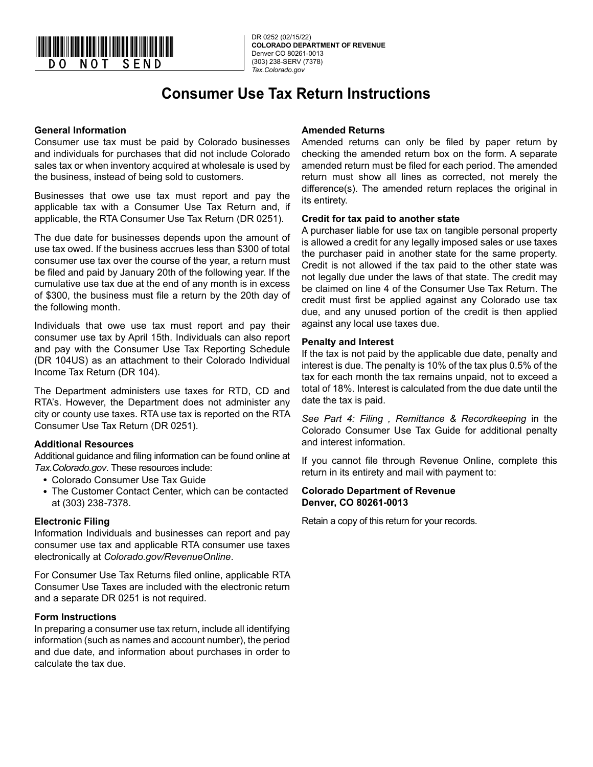DO NOT SEND

DR 0252 (02/15/22)
**COLORADO DEPARTMENT OF REVENUE**
Denver CO 80261-0013
(303) 238-SERV (7378)
*Tax.Colorado.gov*

# Consumer Use Tax Return Instructions

### General Information

Consumer use tax must be paid by Colorado businesses and individuals for purchases that did not include Colorado sales tax or when inventory acquired at wholesale is used by the business, instead of being sold to customers.

Businesses that owe use tax must report and pay the applicable tax with a Consumer Use Tax Return and, if applicable, the RTA Consumer Use Tax Return (DR 0251).

The due date for businesses depends upon the amount of use tax owed. If the business accrues less than $300 of total consumer use tax over the course of the year, a return must be filed and paid by January 20th of the following year. If the cumulative use tax due at the end of any month is in excess of $300, the business must file a return by the 20th day of the following month.

Individuals that owe use tax must report and pay their consumer use tax by April 15th. Individuals can also report and pay with the Consumer Use Tax Reporting Schedule (DR 104US) as an attachment to their Colorado Individual Income Tax Return (DR 104).

The Department administers use taxes for RTD, CD and RTA's. However, the Department does not administer any city or county use taxes. RTA use tax is reported on the RTA Consumer Use Tax Return (DR 0251).

### Additional Resources

Additional guidance and filing information can be found online at *Tax.Colorado.gov*. These resources include:

- Colorado Consumer Use Tax Guide
- The Customer Contact Center, which can be contacted at (303) 238-7378.

### Electronic Filing

Information Individuals and businesses can report and pay consumer use tax and applicable RTA consumer use taxes electronically at *Colorado.gov/RevenueOnline*.

For Consumer Use Tax Returns filed online, applicable RTA Consumer Use Taxes are included with the electronic return and a separate DR 0251 is not required.

### Form Instructions

In preparing a consumer use tax return, include all identifying information (such as names and account number), the period and due date, and information about purchases in order to calculate the tax due.

### Amended Returns

Amended returns can only be filed by paper return by checking the amended return box on the form. A separate amended return must be filed for each period. The amended return must show all lines as corrected, not merely the difference(s). The amended return replaces the original in its entirety.

### Credit for tax paid to another state

A purchaser liable for use tax on tangible personal property is allowed a credit for any legally imposed sales or use taxes the purchaser paid in another state for the same property. Credit is not allowed if the tax paid to the other state was not legally due under the laws of that state. The credit may be claimed on line 4 of the Consumer Use Tax Return. The credit must first be applied against any Colorado use tax due, and any unused portion of the credit is then applied against any local use taxes due.

### Penalty and Interest

If the tax is not paid by the applicable due date, penalty and interest is due. The penalty is 10% of the tax plus 0.5% of the tax for each month the tax remains unpaid, not to exceed a total of 18%. Interest is calculated from the due date until the date the tax is paid.

*See Part 4: Filing , Remittance & Recordkeeping* in the Colorado Consumer Use Tax Guide for additional penalty and interest information.

If you cannot file through Revenue Online, complete this return in its entirety and mail with payment to:

**Colorado Department of Revenue**
**Denver, CO 80261-0013**

Retain a copy of this return for your records.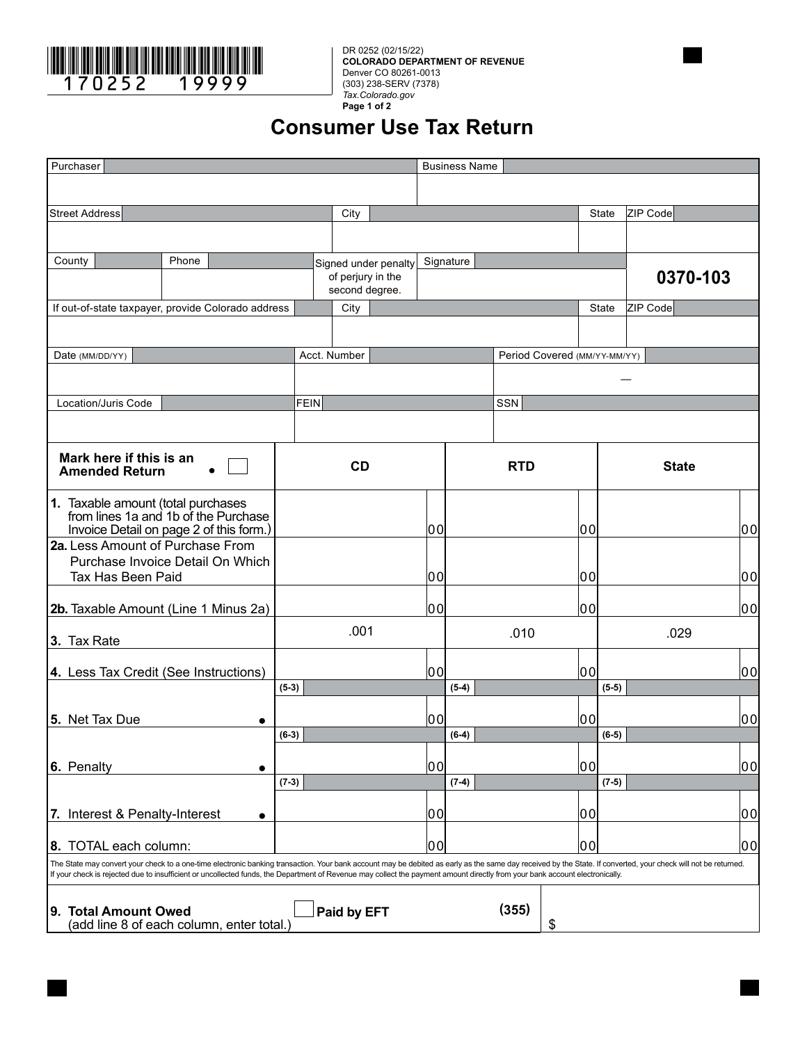170252 19999

DR 0252 (02/15/22)
**COLORADO DEPARTMENT OF REVENUE**
Denver CO 80261-0013
(303) 238-SERV (7378)
*Tax.Colorado.gov*

# Consumer Use Tax Return

| Purchaser | | Business Name | |
|---|---|---|---|
| | | | |

| Street Address | City | State | ZIP Code |
|---|---|---|---|
| | | | |

| County | Phone | Signed under penalty of perjury in the second degree. | Signature | 0370-103 |
|---|---|---|---|---|
| | | | | |

| If out-of-state taxpayer, provide Colorado address | City | State | ZIP Code |
|---|---|---|---|
| | | | |

| Date (MM/DD/YY) | Acct. Number | Period Covered (MM/YY-MM/YY) |
|---|---|---|
| | | — |

| Location/Juris Code | FEIN | SSN |
|---|---|---|
| | | |

| Mark here if this is an Amended Return • ☐ | CD | RTD | State |
|---|---|---|---|
| **1.** Taxable amount (total purchases from lines 1a and 1b of the Purchase Invoice Detail on page 2 of this form.) | 00 | 00 | 00 |
| **2a.** Less Amount of Purchase From Purchase Invoice Detail On Which Tax Has Been Paid | 00 | 00 | 00 |
| **2b.** Taxable Amount (Line 1 Minus 2a) | 00 | 00 | 00 |
| **3.** Tax Rate | .001 | .010 | .029 |
| **4.** Less Tax Credit (See Instructions) | 00 | 00 | 00 |
| | (5-3) | (5-4) | (5-5) |
| **5.** Net Tax Due • | 00 | 00 | 00 |
| | (6-3) | (6-4) | (6-5) |
| **6.** Penalty • | 00 | 00 | 00 |
| | (7-3) | (7-4) | (7-5) |
| **7.** Interest & Penalty-Interest • | 00 | 00 | 00 |
| **8.** TOTAL each column: | 00 | 00 | 00 |

The State may convert your check to a one-time electronic banking transaction. Your bank account may be debited as early as the same day received by the State. If converted, your check will not be returned. If your check is rejected due to insufficient or uncollected funds, the Department of Revenue may collect the payment amount directly from your bank account electronically.

| **9. Total Amount Owed** (add line 8 of each column, enter total.) | ☐ **Paid by EFT** | (355) | $ |
|---|---|---|---|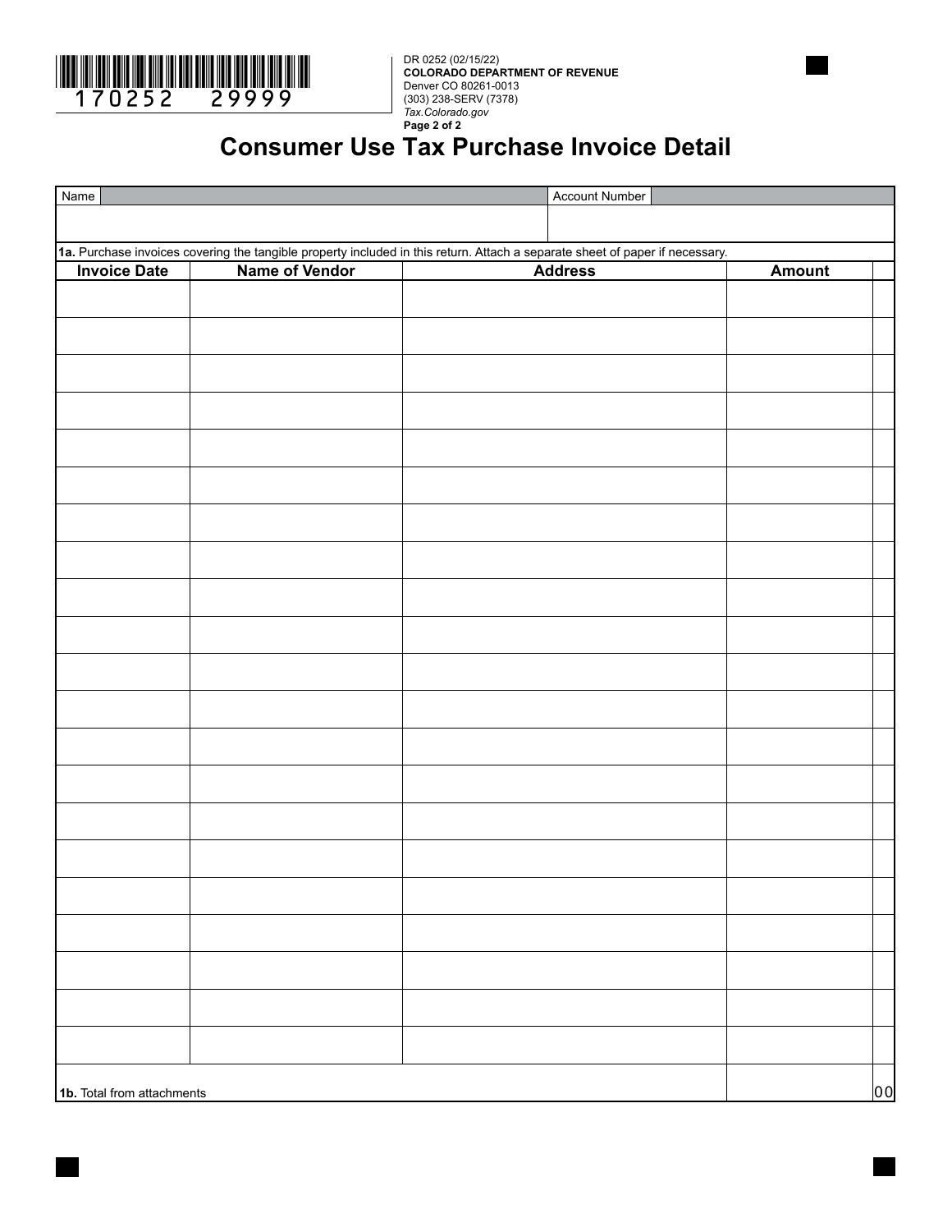170252 29999

DR 0252 (02/15/22)
**COLORADO DEPARTMENT OF REVENUE**
Denver CO 80261-0013
(303) 238-SERV (7378)
*Tax.Colorado.gov*

# Consumer Use Tax Purchase Invoice Detail

| Name | Account Number |
|---|---|
| | |

**1a.** Purchase invoices covering the tangible property included in this return. Attach a separate sheet of paper if necessary.

| Invoice Date | Name of Vendor | Address | Amount | |
|---|---|---|---|---|
| | | | | |
| | | | | |
| | | | | |
| | | | | |
| | | | | |
| | | | | |
| | | | | |
| | | | | |
| | | | | |
| | | | | |
| | | | | |
| | | | | |
| | | | | |
| | | | | |
| | | | | |
| | | | | |
| | | | | |
| | | | | |
| | | | | |
| | | | | |
| | | | | |
| **1b.** Total from attachments | | | | 00 |